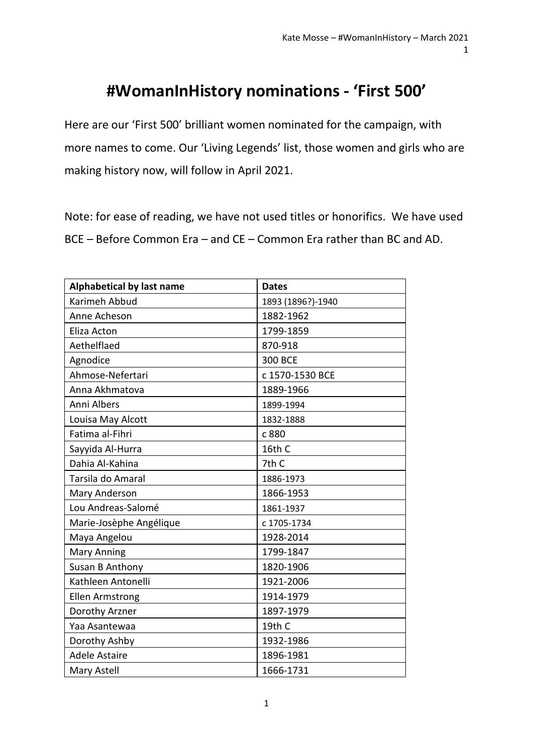# #WomanInHistory nominations - 'First 500'

Here are our 'First 500' brilliant women nominated for the campaign, with more names to come. Our 'Living Legends' list, those women and girls who are making history now, will follow in April 2021.

Note: for ease of reading, we have not used titles or honorifics. We have used BCE – Before Common Era – and CE – Common Era rather than BC and AD.

| Alphabetical by last name | Dates |
|---|---|
| Karimeh Abbud | 1893 (1896?)-1940 |
| Anne Acheson | 1882-1962 |
| Eliza Acton | 1799-1859 |
| Aethelflaed | 870-918 |
| Agnodice | 300 BCE |
| Ahmose-Nefertari | c 1570-1530 BCE |
| Anna Akhmatova | 1889-1966 |
| Anni Albers | 1899-1994 |
| Louisa May Alcott | 1832-1888 |
| Fatima al-Fihri | c 880 |
| Sayyida Al-Hurra | 16th C |
| Dahia Al-Kahina | 7th C |
| Tarsila do Amaral | 1886-1973 |
| Mary Anderson | 1866-1953 |
| Lou Andreas-Salomé | 1861-1937 |
| Marie-Josèphe Angélique | c 1705-1734 |
| Maya Angelou | 1928-2014 |
| Mary Anning | 1799-1847 |
| Susan B Anthony | 1820-1906 |
| Kathleen Antonelli | 1921-2006 |
| Ellen Armstrong | 1914-1979 |
| Dorothy Arzner | 1897-1979 |
| Yaa Asantewaa | 19th C |
| Dorothy Ashby | 1932-1986 |
| Adele Astaire | 1896-1981 |
| Mary Astell | 1666-1731 |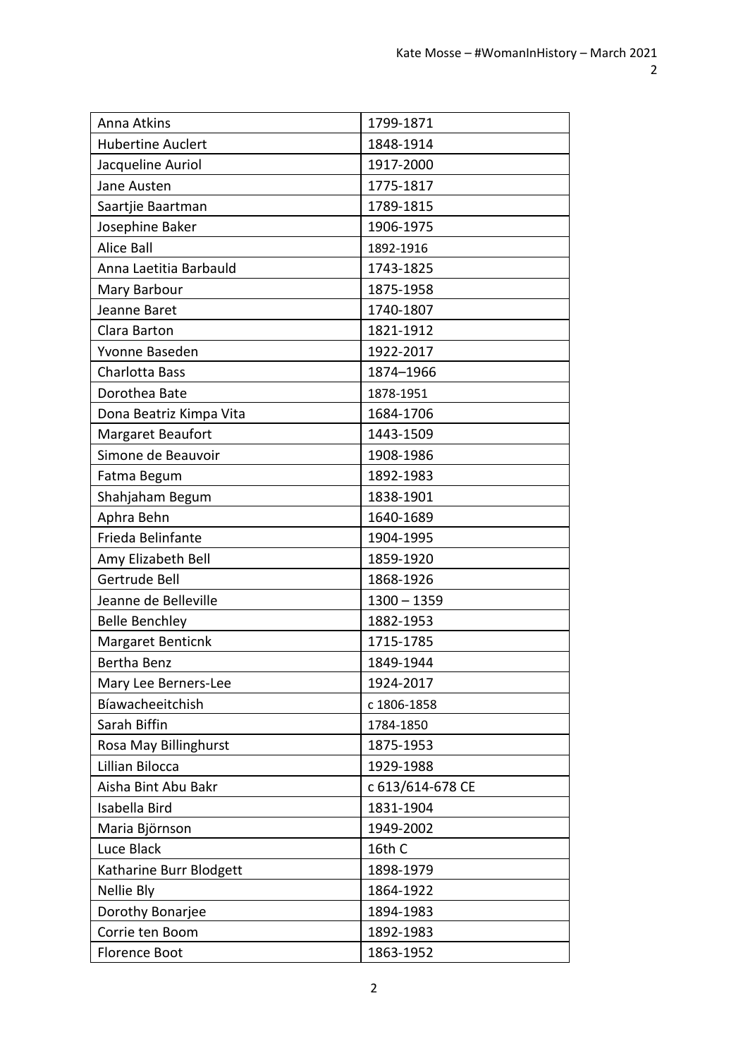| Anna Atkins | 1799-1871 |
|---|---|
| Hubertine Auclert | 1848-1914 |
| Jacqueline Auriol | 1917-2000 |
| Jane Austen | 1775-1817 |
| Saartjie Baartman | 1789-1815 |
| Josephine Baker | 1906-1975 |
| Alice Ball | 1892-1916 |
| Anna Laetitia Barbauld | 1743-1825 |
| Mary Barbour | 1875-1958 |
| Jeanne Baret | 1740-1807 |
| Clara Barton | 1821-1912 |
| Yvonne Baseden | 1922-2017 |
| Charlotta Bass | 1874–1966 |
| Dorothea Bate | 1878-1951 |
| Dona Beatriz Kimpa Vita | 1684-1706 |
| Margaret Beaufort | 1443-1509 |
| Simone de Beauvoir | 1908-1986 |
| Fatma Begum | 1892-1983 |
| Shahjaham Begum | 1838-1901 |
| Aphra Behn | 1640-1689 |
| Frieda Belinfante | 1904-1995 |
| Amy Elizabeth Bell | 1859-1920 |
| Gertrude Bell | 1868-1926 |
| Jeanne de Belleville | 1300 – 1359 |
| Belle Benchley | 1882-1953 |
| Margaret Benticnk | 1715-1785 |
| Bertha Benz | 1849-1944 |
| Mary Lee Berners-Lee | 1924-2017 |
| Bíawacheeitchish | c 1806-1858 |
| Sarah Biffin | 1784-1850 |
| Rosa May Billinghurst | 1875-1953 |
| Lillian Bilocca | 1929-1988 |
| Aisha Bint Abu Bakr | c 613/614-678 CE |
| Isabella Bird | 1831-1904 |
| Maria Björnson | 1949-2002 |
| Luce Black | 16th C |
| Katharine Burr Blodgett | 1898-1979 |
| Nellie Bly | 1864-1922 |
| Dorothy Bonarjee | 1894-1983 |
| Corrie ten Boom | 1892-1983 |
| Florence Boot | 1863-1952 |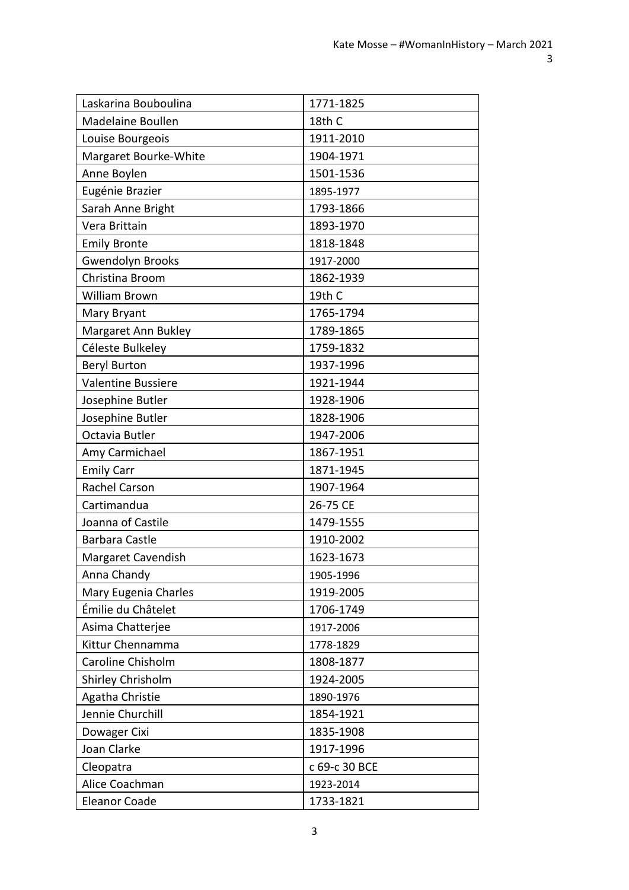| Laskarina Bouboulina | 1771-1825 |
|---|---|
| Madelaine Boullen | 18th C |
| Louise Bourgeois | 1911-2010 |
| Margaret Bourke-White | 1904-1971 |
| Anne Boylen | 1501-1536 |
| Eugénie Brazier | 1895-1977 |
| Sarah Anne Bright | 1793-1866 |
| Vera Brittain | 1893-1970 |
| Emily Bronte | 1818-1848 |
| Gwendolyn Brooks | 1917-2000 |
| Christina Broom | 1862-1939 |
| William Brown | 19th C |
| Mary Bryant | 1765-1794 |
| Margaret Ann Bukley | 1789-1865 |
| Céleste Bulkeley | 1759-1832 |
| Beryl Burton | 1937-1996 |
| Valentine Bussiere | 1921-1944 |
| Josephine Butler | 1928-1906 |
| Josephine Butler | 1828-1906 |
| Octavia Butler | 1947-2006 |
| Amy Carmichael | 1867-1951 |
| Emily Carr | 1871-1945 |
| Rachel Carson | 1907-1964 |
| Cartimandua | 26-75 CE |
| Joanna of Castile | 1479-1555 |
| Barbara Castle | 1910-2002 |
| Margaret Cavendish | 1623-1673 |
| Anna Chandy | 1905-1996 |
| Mary Eugenia Charles | 1919-2005 |
| Émilie du Châtelet | 1706-1749 |
| Asima Chatterjee | 1917-2006 |
| Kittur Chennamma | 1778-1829 |
| Caroline Chisholm | 1808-1877 |
| Shirley Chrisholm | 1924-2005 |
| Agatha Christie | 1890-1976 |
| Jennie Churchill | 1854-1921 |
| Dowager Cixi | 1835-1908 |
| Joan Clarke | 1917-1996 |
| Cleopatra | c 69-c 30 BCE |
| Alice Coachman | 1923-2014 |
| Eleanor Coade | 1733-1821 |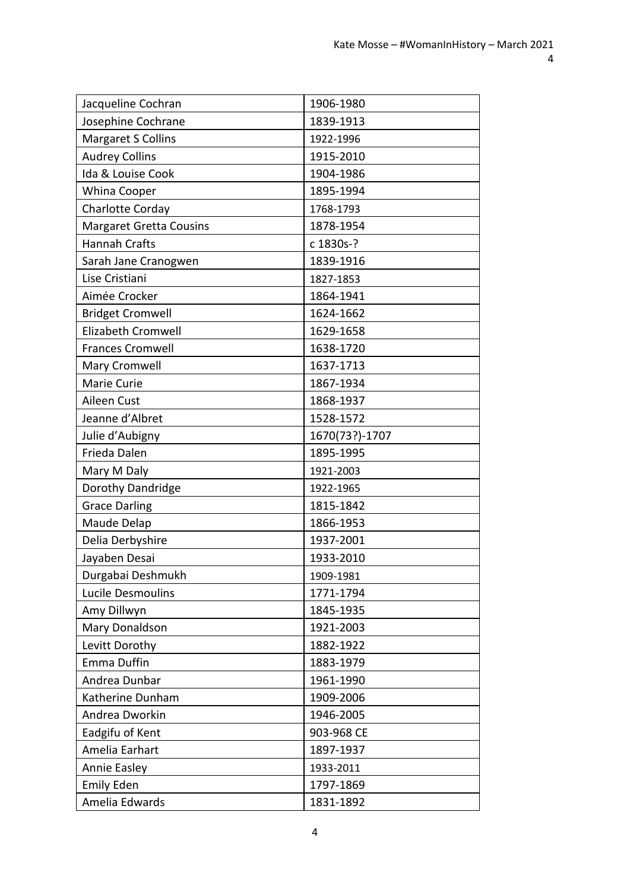| Jacqueline Cochran | 1906-1980 |
|---|---|
| Josephine Cochrane | 1839-1913 |
| Margaret S Collins | 1922-1996 |
| Audrey Collins | 1915-2010 |
| Ida & Louise Cook | 1904-1986 |
| Whina Cooper | 1895-1994 |
| Charlotte Corday | 1768-1793 |
| Margaret Gretta Cousins | 1878-1954 |
| Hannah Crafts | c 1830s-? |
| Sarah Jane Cranogwen | 1839-1916 |
| Lise Cristiani | 1827-1853 |
| Aimée Crocker | 1864-1941 |
| Bridget Cromwell | 1624-1662 |
| Elizabeth Cromwell | 1629-1658 |
| Frances Cromwell | 1638-1720 |
| Mary Cromwell | 1637-1713 |
| Marie Curie | 1867-1934 |
| Aileen Cust | 1868-1937 |
| Jeanne d'Albret | 1528-1572 |
| Julie d'Aubigny | 1670(73?)-1707 |
| Frieda Dalen | 1895-1995 |
| Mary M Daly | 1921-2003 |
| Dorothy Dandridge | 1922-1965 |
| Grace Darling | 1815-1842 |
| Maude Delap | 1866-1953 |
| Delia Derbyshire | 1937-2001 |
| Jayaben Desai | 1933-2010 |
| Durgabai Deshmukh | 1909-1981 |
| Lucile Desmoulins | 1771-1794 |
| Amy Dillwyn | 1845-1935 |
| Mary Donaldson | 1921-2003 |
| Levitt Dorothy | 1882-1922 |
| Emma Duffin | 1883-1979 |
| Andrea Dunbar | 1961-1990 |
| Katherine Dunham | 1909-2006 |
| Andrea Dworkin | 1946-2005 |
| Eadgifu of Kent | 903-968 CE |
| Amelia Earhart | 1897-1937 |
| Annie Easley | 1933-2011 |
| Emily Eden | 1797-1869 |
| Amelia Edwards | 1831-1892 |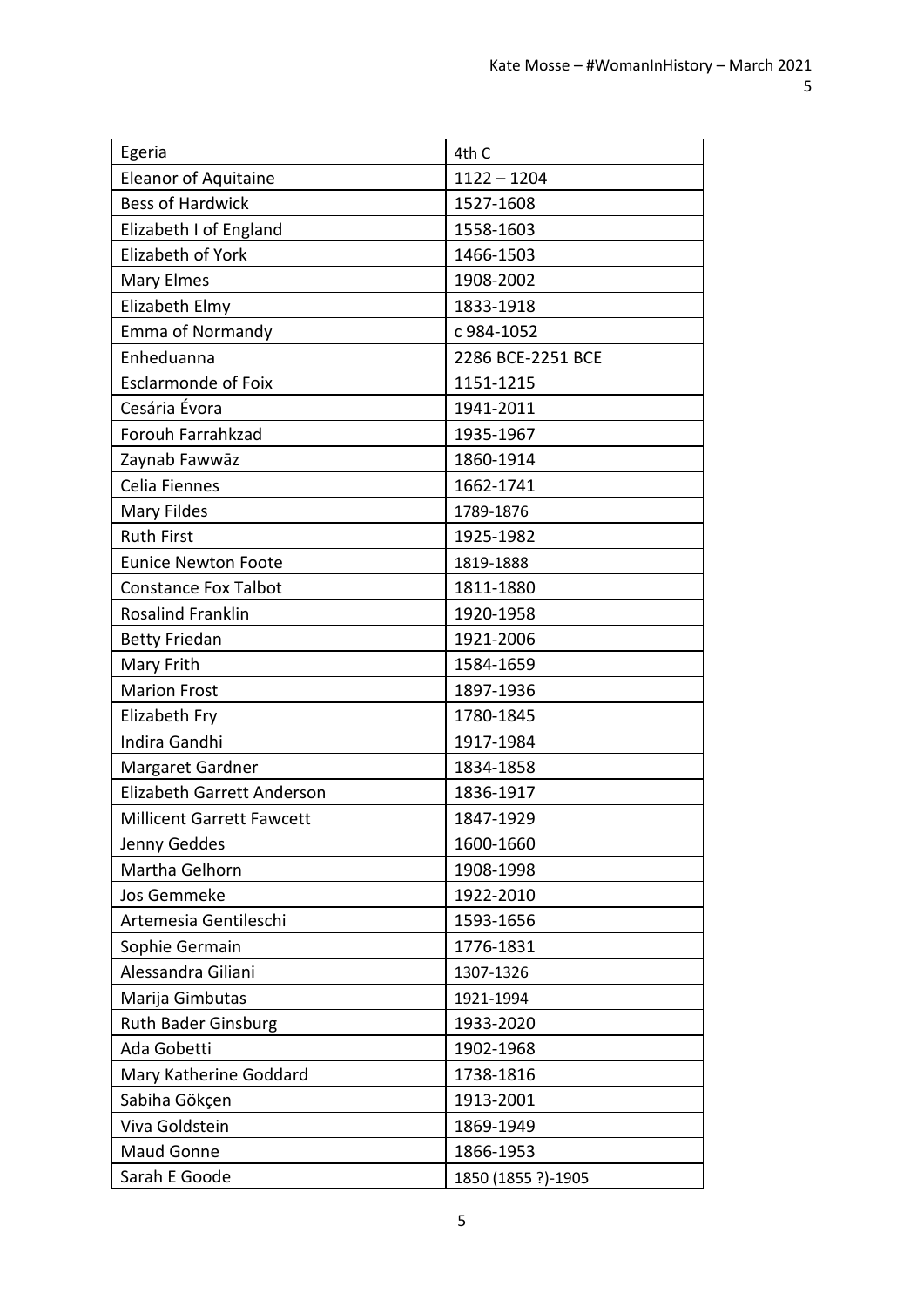| Egeria | 4th C |
|---|---|
| Eleanor of Aquitaine | 1122 – 1204 |
| Bess of Hardwick | 1527-1608 |
| Elizabeth I of England | 1558-1603 |
| Elizabeth of York | 1466-1503 |
| Mary Elmes | 1908-2002 |
| Elizabeth Elmy | 1833-1918 |
| Emma of Normandy | c 984-1052 |
| Enheduanna | 2286 BCE-2251 BCE |
| Esclarmonde of Foix | 1151-1215 |
| Cesária Évora | 1941-2011 |
| Forouh Farrahkzad | 1935-1967 |
| Zaynab Fawwāz | 1860-1914 |
| Celia Fiennes | 1662-1741 |
| Mary Fildes | 1789-1876 |
| Ruth First | 1925-1982 |
| Eunice Newton Foote | 1819-1888 |
| Constance Fox Talbot | 1811-1880 |
| Rosalind Franklin | 1920-1958 |
| Betty Friedan | 1921-2006 |
| Mary Frith | 1584-1659 |
| Marion Frost | 1897-1936 |
| Elizabeth Fry | 1780-1845 |
| Indira Gandhi | 1917-1984 |
| Margaret Gardner | 1834-1858 |
| Elizabeth Garrett Anderson | 1836-1917 |
| Millicent Garrett Fawcett | 1847-1929 |
| Jenny Geddes | 1600-1660 |
| Martha Gelhorn | 1908-1998 |
| Jos Gemmeke | 1922-2010 |
| Artemesia Gentileschi | 1593-1656 |
| Sophie Germain | 1776-1831 |
| Alessandra Giliani | 1307-1326 |
| Marija Gimbutas | 1921-1994 |
| Ruth Bader Ginsburg | 1933-2020 |
| Ada Gobetti | 1902-1968 |
| Mary Katherine Goddard | 1738-1816 |
| Sabiha Gökçen | 1913-2001 |
| Viva Goldstein | 1869-1949 |
| Maud Gonne | 1866-1953 |
| Sarah E Goode | 1850 (1855 ?)-1905 |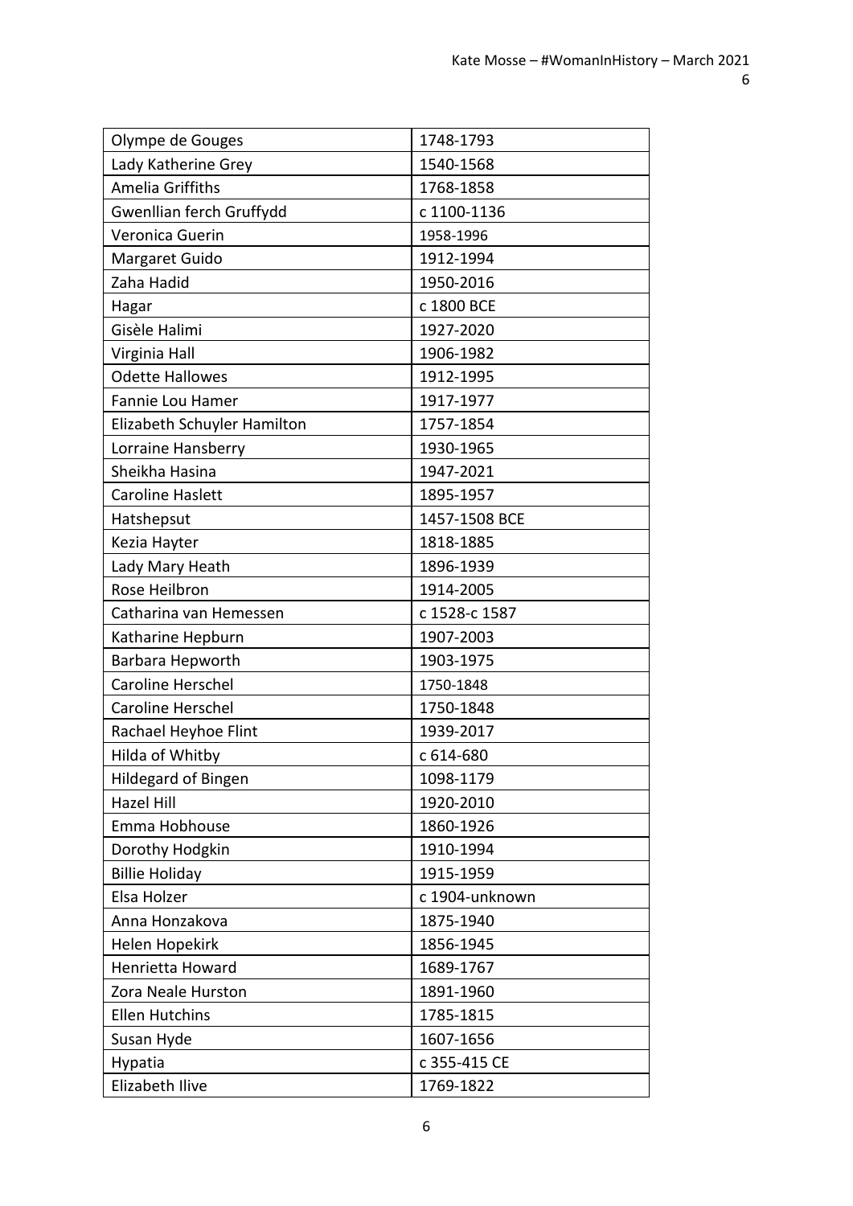| Olympe de Gouges | 1748-1793 |
|---|---|
| Lady Katherine Grey | 1540-1568 |
| Amelia Griffiths | 1768-1858 |
| Gwenllian ferch Gruffydd | c 1100-1136 |
| Veronica Guerin | 1958-1996 |
| Margaret Guido | 1912-1994 |
| Zaha Hadid | 1950-2016 |
| Hagar | c 1800 BCE |
| Gisèle Halimi | 1927-2020 |
| Virginia Hall | 1906-1982 |
| Odette Hallowes | 1912-1995 |
| Fannie Lou Hamer | 1917-1977 |
| Elizabeth Schuyler Hamilton | 1757-1854 |
| Lorraine Hansberry | 1930-1965 |
| Sheikha Hasina | 1947-2021 |
| Caroline Haslett | 1895-1957 |
| Hatshepsut | 1457-1508 BCE |
| Kezia Hayter | 1818-1885 |
| Lady Mary Heath | 1896-1939 |
| Rose Heilbron | 1914-2005 |
| Catharina van Hemessen | c 1528-c 1587 |
| Katharine Hepburn | 1907-2003 |
| Barbara Hepworth | 1903-1975 |
| Caroline Herschel | 1750-1848 |
| Caroline Herschel | 1750-1848 |
| Rachael Heyhoe Flint | 1939-2017 |
| Hilda of Whitby | c 614-680 |
| Hildegard of Bingen | 1098-1179 |
| Hazel Hill | 1920-2010 |
| Emma Hobhouse | 1860-1926 |
| Dorothy Hodgkin | 1910-1994 |
| Billie Holiday | 1915-1959 |
| Elsa Holzer | c 1904-unknown |
| Anna Honzakova | 1875-1940 |
| Helen Hopekirk | 1856-1945 |
| Henrietta Howard | 1689-1767 |
| Zora Neale Hurston | 1891-1960 |
| Ellen Hutchins | 1785-1815 |
| Susan Hyde | 1607-1656 |
| Hypatia | c 355-415 CE |
| Elizabeth Ilive | 1769-1822 |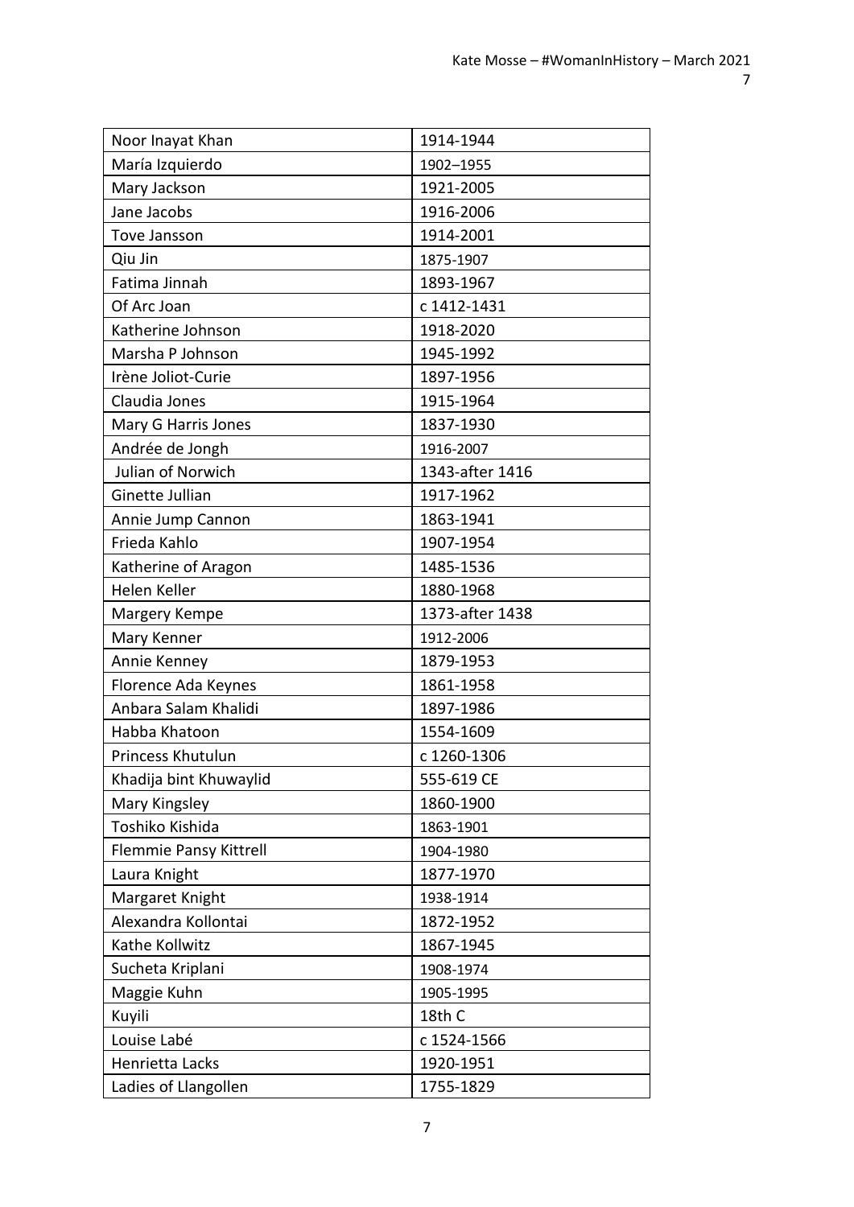| Noor Inayat Khan | 1914-1944 |
|---|---|
| María Izquierdo | 1902–1955 |
| Mary Jackson | 1921-2005 |
| Jane Jacobs | 1916-2006 |
| Tove Jansson | 1914-2001 |
| Qiu Jin | 1875-1907 |
| Fatima Jinnah | 1893-1967 |
| Of Arc Joan | c 1412-1431 |
| Katherine Johnson | 1918-2020 |
| Marsha P Johnson | 1945-1992 |
| Irène Joliot-Curie | 1897-1956 |
| Claudia Jones | 1915-1964 |
| Mary G Harris Jones | 1837-1930 |
| Andrée de Jongh | 1916-2007 |
| Julian of Norwich | 1343-after 1416 |
| Ginette Jullian | 1917-1962 |
| Annie Jump Cannon | 1863-1941 |
| Frieda Kahlo | 1907-1954 |
| Katherine of Aragon | 1485-1536 |
| Helen Keller | 1880-1968 |
| Margery Kempe | 1373-after 1438 |
| Mary Kenner | 1912-2006 |
| Annie Kenney | 1879-1953 |
| Florence Ada Keynes | 1861-1958 |
| Anbara Salam Khalidi | 1897-1986 |
| Habba Khatoon | 1554-1609 |
| Princess Khutulun | c 1260-1306 |
| Khadija bint Khuwaylid | 555-619 CE |
| Mary Kingsley | 1860-1900 |
| Toshiko Kishida | 1863-1901 |
| Flemmie Pansy Kittrell | 1904-1980 |
| Laura Knight | 1877-1970 |
| Margaret Knight | 1938-1914 |
| Alexandra Kollontai | 1872-1952 |
| Kathe Kollwitz | 1867-1945 |
| Sucheta Kriplani | 1908-1974 |
| Maggie Kuhn | 1905-1995 |
| Kuyili | 18th C |
| Louise Labé | c 1524-1566 |
| Henrietta Lacks | 1920-1951 |
| Ladies of Llangollen | 1755-1829 |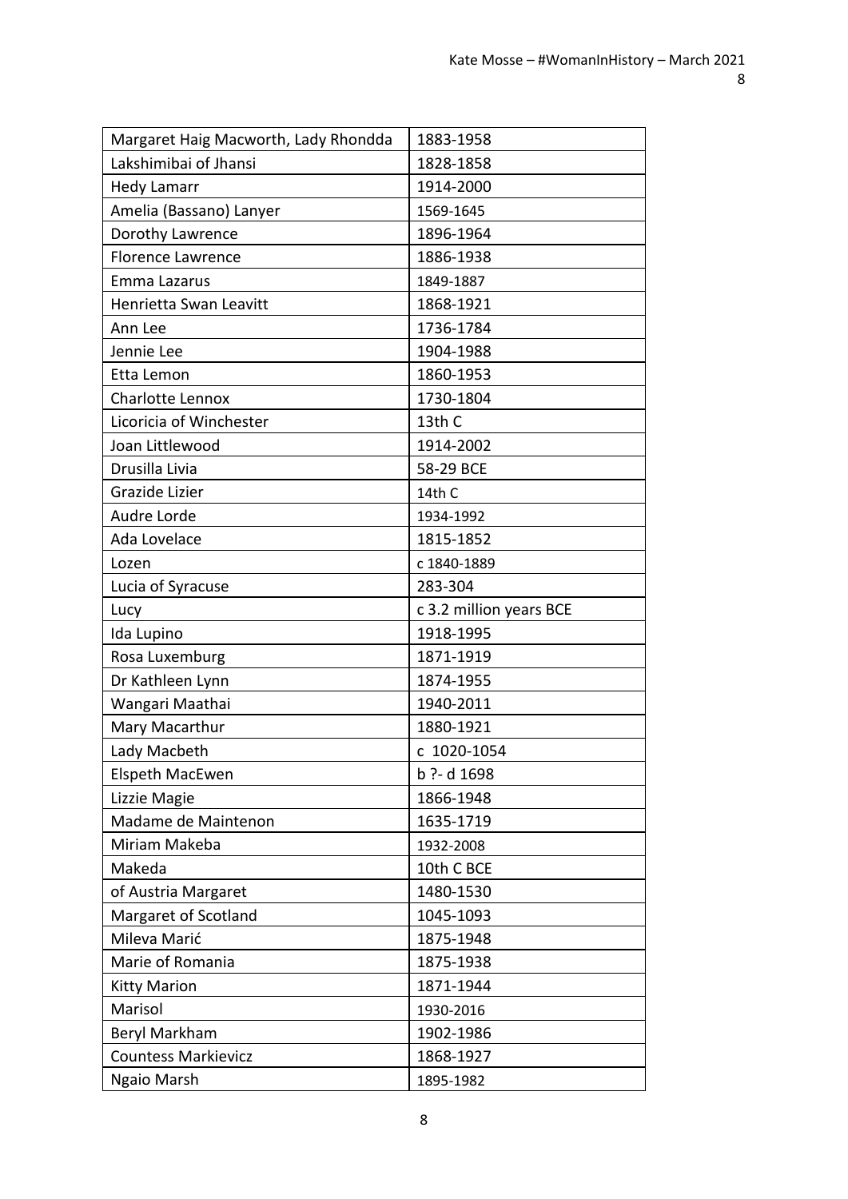| Margaret Haig Macworth, Lady Rhondda | 1883-1958 |
|---|---|
| Lakshimibai of Jhansi | 1828-1858 |
| Hedy Lamarr | 1914-2000 |
| Amelia (Bassano) Lanyer | 1569-1645 |
| Dorothy Lawrence | 1896-1964 |
| Florence Lawrence | 1886-1938 |
| Emma Lazarus | 1849-1887 |
| Henrietta Swan Leavitt | 1868-1921 |
| Ann Lee | 1736-1784 |
| Jennie Lee | 1904-1988 |
| Etta Lemon | 1860-1953 |
| Charlotte Lennox | 1730-1804 |
| Licoricia of Winchester | 13th C |
| Joan Littlewood | 1914-2002 |
| Drusilla Livia | 58-29 BCE |
| Grazide Lizier | 14th C |
| Audre Lorde | 1934-1992 |
| Ada Lovelace | 1815-1852 |
| Lozen | c 1840-1889 |
| Lucia of Syracuse | 283-304 |
| Lucy | c 3.2 million years BCE |
| Ida Lupino | 1918-1995 |
| Rosa Luxemburg | 1871-1919 |
| Dr Kathleen Lynn | 1874-1955 |
| Wangari Maathai | 1940-2011 |
| Mary Macarthur | 1880-1921 |
| Lady Macbeth | c 1020-1054 |
| Elspeth MacEwen | b ?- d 1698 |
| Lizzie Magie | 1866-1948 |
| Madame de Maintenon | 1635-1719 |
| Miriam Makeba | 1932-2008 |
| Makeda | 10th C BCE |
| of Austria Margaret | 1480-1530 |
| Margaret of Scotland | 1045-1093 |
| Mileva Marić | 1875-1948 |
| Marie of Romania | 1875-1938 |
| Kitty Marion | 1871-1944 |
| Marisol | 1930-2016 |
| Beryl Markham | 1902-1986 |
| Countess Markievicz | 1868-1927 |
| Ngaio Marsh | 1895-1982 |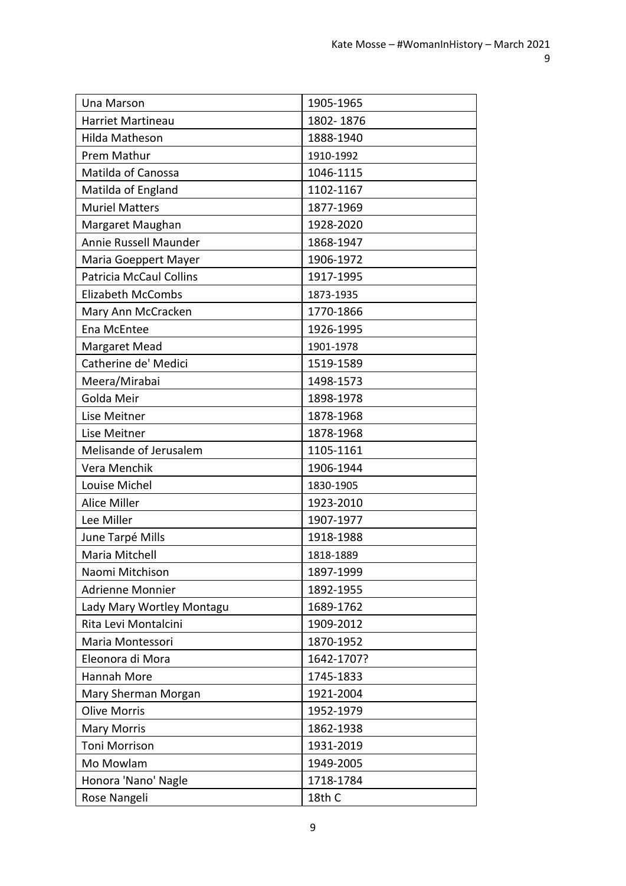| Una Marson | 1905-1965 |
|---|---|
| Harriet Martineau | 1802- 1876 |
| Hilda Matheson | 1888-1940 |
| Prem Mathur | 1910-1992 |
| Matilda of Canossa | 1046-1115 |
| Matilda of England | 1102-1167 |
| Muriel Matters | 1877-1969 |
| Margaret Maughan | 1928-2020 |
| Annie Russell Maunder | 1868-1947 |
| Maria Goeppert Mayer | 1906-1972 |
| Patricia McCaul Collins | 1917-1995 |
| Elizabeth McCombs | 1873-1935 |
| Mary Ann McCracken | 1770-1866 |
| Ena McEntee | 1926-1995 |
| Margaret Mead | 1901-1978 |
| Catherine de' Medici | 1519-1589 |
| Meera/Mirabai | 1498-1573 |
| Golda Meir | 1898-1978 |
| Lise Meitner | 1878-1968 |
| Lise Meitner | 1878-1968 |
| Melisande of Jerusalem | 1105-1161 |
| Vera Menchik | 1906-1944 |
| Louise Michel | 1830-1905 |
| Alice Miller | 1923-2010 |
| Lee Miller | 1907-1977 |
| June Tarpé Mills | 1918-1988 |
| Maria Mitchell | 1818-1889 |
| Naomi Mitchison | 1897-1999 |
| Adrienne Monnier | 1892-1955 |
| Lady Mary Wortley Montagu | 1689-1762 |
| Rita Levi Montalcini | 1909-2012 |
| Maria Montessori | 1870-1952 |
| Eleonora di Mora | 1642-1707? |
| Hannah More | 1745-1833 |
| Mary Sherman Morgan | 1921-2004 |
| Olive Morris | 1952-1979 |
| Mary Morris | 1862-1938 |
| Toni Morrison | 1931-2019 |
| Mo Mowlam | 1949-2005 |
| Honora 'Nano' Nagle | 1718-1784 |
| Rose Nangeli | 18th C |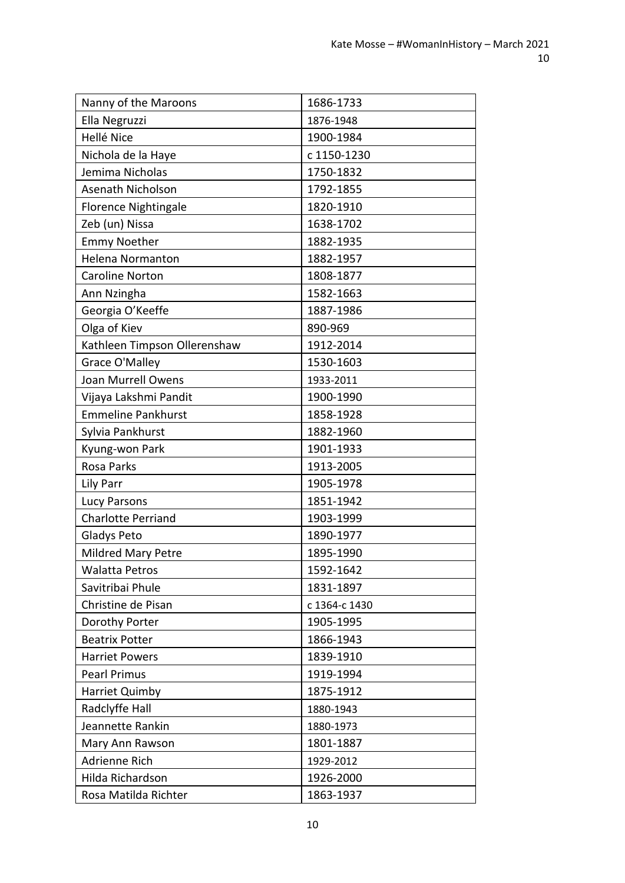| Nanny of the Maroons | 1686-1733 |
|---|---|
| Ella Negruzzi | 1876-1948 |
| Hellé Nice | 1900-1984 |
| Nichola de la Haye | c 1150-1230 |
| Jemima Nicholas | 1750-1832 |
| Asenath Nicholson | 1792-1855 |
| Florence Nightingale | 1820-1910 |
| Zeb (un) Nissa | 1638-1702 |
| Emmy Noether | 1882-1935 |
| Helena Normanton | 1882-1957 |
| Caroline Norton | 1808-1877 |
| Ann Nzingha | 1582-1663 |
| Georgia O'Keeffe | 1887-1986 |
| Olga of Kiev | 890-969 |
| Kathleen Timpson Ollerenshaw | 1912-2014 |
| Grace O'Malley | 1530-1603 |
| Joan Murrell Owens | 1933-2011 |
| Vijaya Lakshmi Pandit | 1900-1990 |
| Emmeline Pankhurst | 1858-1928 |
| Sylvia Pankhurst | 1882-1960 |
| Kyung-won Park | 1901-1933 |
| Rosa Parks | 1913-2005 |
| Lily Parr | 1905-1978 |
| Lucy Parsons | 1851-1942 |
| Charlotte Perriand | 1903-1999 |
| Gladys Peto | 1890-1977 |
| Mildred Mary Petre | 1895-1990 |
| Walatta Petros | 1592-1642 |
| Savitribai Phule | 1831-1897 |
| Christine de Pisan | c 1364-c 1430 |
| Dorothy Porter | 1905-1995 |
| Beatrix Potter | 1866-1943 |
| Harriet Powers | 1839-1910 |
| Pearl Primus | 1919-1994 |
| Harriet Quimby | 1875-1912 |
| Radclyffe Hall | 1880-1943 |
| Jeannette Rankin | 1880-1973 |
| Mary Ann Rawson | 1801-1887 |
| Adrienne Rich | 1929-2012 |
| Hilda Richardson | 1926-2000 |
| Rosa Matilda Richter | 1863-1937 |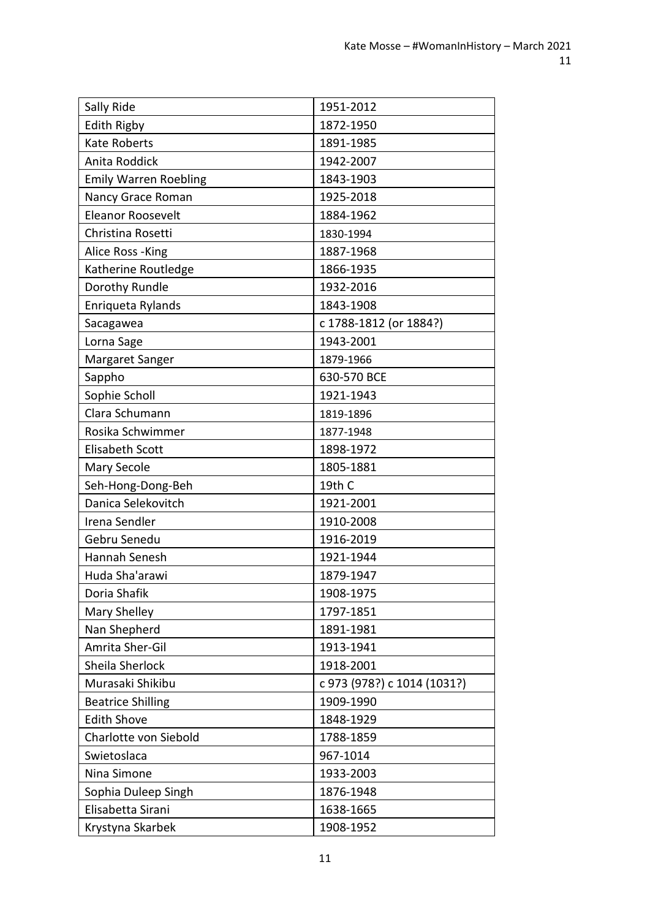| Sally Ride | 1951-2012 |
|---|---|
| Edith Rigby | 1872-1950 |
| Kate Roberts | 1891-1985 |
| Anita Roddick | 1942-2007 |
| Emily Warren Roebling | 1843-1903 |
| Nancy Grace Roman | 1925-2018 |
| Eleanor Roosevelt | 1884-1962 |
| Christina Rosetti | 1830-1994 |
| Alice Ross -King | 1887-1968 |
| Katherine Routledge | 1866-1935 |
| Dorothy Rundle | 1932-2016 |
| Enriqueta Rylands | 1843-1908 |
| Sacagawea | c 1788-1812 (or 1884?) |
| Lorna Sage | 1943-2001 |
| Margaret Sanger | 1879-1966 |
| Sappho | 630-570 BCE |
| Sophie Scholl | 1921-1943 |
| Clara Schumann | 1819-1896 |
| Rosika Schwimmer | 1877-1948 |
| Elisabeth Scott | 1898-1972 |
| Mary Secole | 1805-1881 |
| Seh-Hong-Dong-Beh | 19th C |
| Danica Selekovitch | 1921-2001 |
| Irena Sendler | 1910-2008 |
| Gebru Senedu | 1916-2019 |
| Hannah Senesh | 1921-1944 |
| Huda Sha'arawi | 1879-1947 |
| Doria Shafik | 1908-1975 |
| Mary Shelley | 1797-1851 |
| Nan Shepherd | 1891-1981 |
| Amrita Sher-Gil | 1913-1941 |
| Sheila Sherlock | 1918-2001 |
| Murasaki Shikibu | c 973 (978?) c 1014 (1031?) |
| Beatrice Shilling | 1909-1990 |
| Edith Shove | 1848-1929 |
| Charlotte von Siebold | 1788-1859 |
| Swietoslaca | 967-1014 |
| Nina Simone | 1933-2003 |
| Sophia Duleep Singh | 1876-1948 |
| Elisabetta Sirani | 1638-1665 |
| Krystyna Skarbek | 1908-1952 |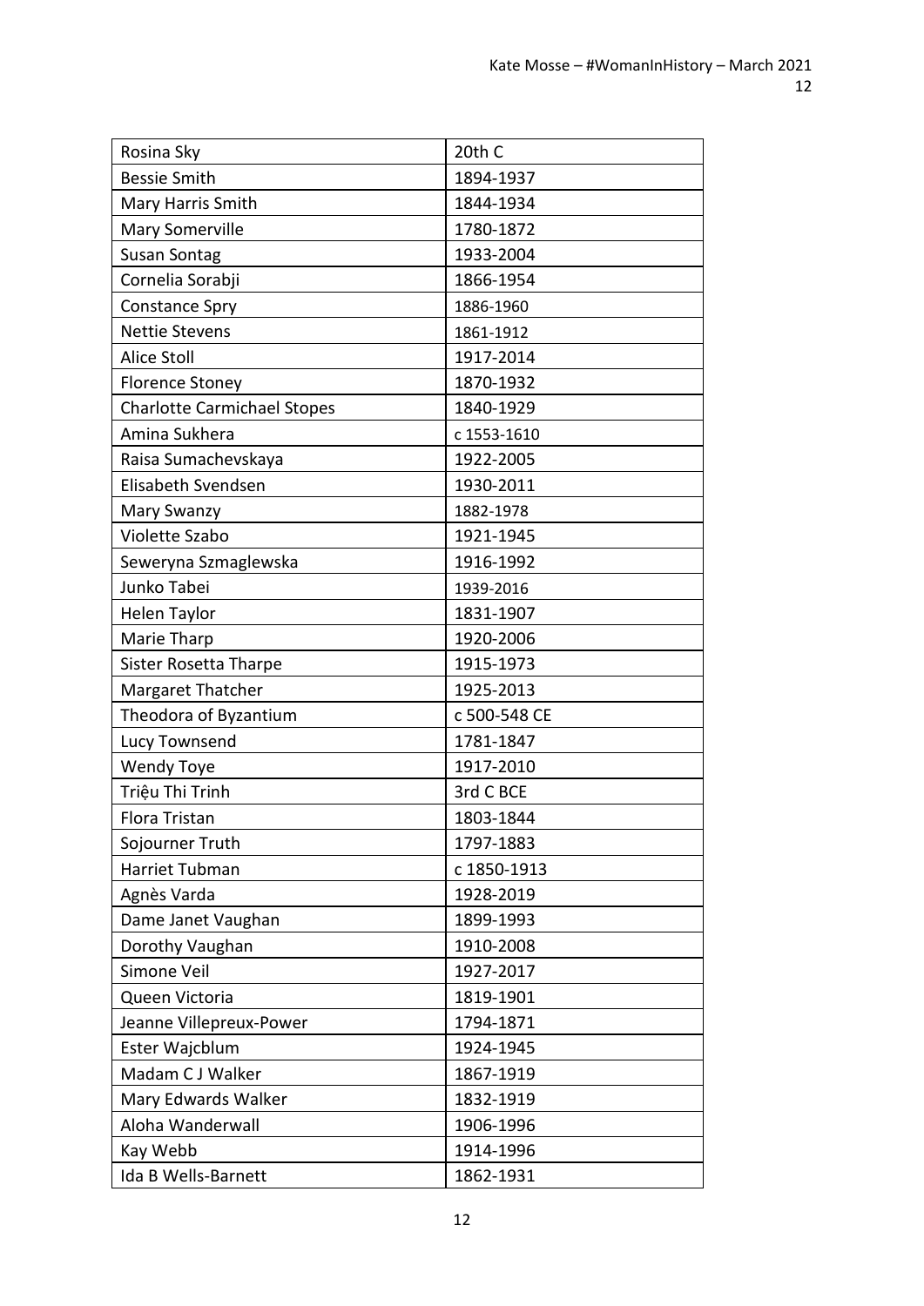| Rosina Sky | 20th C |
|---|---|
| Bessie Smith | 1894-1937 |
| Mary Harris Smith | 1844-1934 |
| Mary Somerville | 1780-1872 |
| Susan Sontag | 1933-2004 |
| Cornelia Sorabji | 1866-1954 |
| Constance Spry | 1886-1960 |
| Nettie Stevens | 1861-1912 |
| Alice Stoll | 1917-2014 |
| Florence Stoney | 1870-1932 |
| Charlotte Carmichael Stopes | 1840-1929 |
| Amina Sukhera | c 1553-1610 |
| Raisa Sumachevskaya | 1922-2005 |
| Elisabeth Svendsen | 1930-2011 |
| Mary Swanzy | 1882-1978 |
| Violette Szabo | 1921-1945 |
| Seweryna Szmaglewska | 1916-1992 |
| Junko Tabei | 1939-2016 |
| Helen Taylor | 1831-1907 |
| Marie Tharp | 1920-2006 |
| Sister Rosetta Tharpe | 1915-1973 |
| Margaret Thatcher | 1925-2013 |
| Theodora of Byzantium | c 500-548 CE |
| Lucy Townsend | 1781-1847 |
| Wendy Toye | 1917-2010 |
| Triệu Thi Trinh | 3rd C BCE |
| Flora Tristan | 1803-1844 |
| Sojourner Truth | 1797-1883 |
| Harriet Tubman | c 1850-1913 |
| Agnès Varda | 1928-2019 |
| Dame Janet Vaughan | 1899-1993 |
| Dorothy Vaughan | 1910-2008 |
| Simone Veil | 1927-2017 |
| Queen Victoria | 1819-1901 |
| Jeanne Villepreux-Power | 1794-1871 |
| Ester Wajcblum | 1924-1945 |
| Madam C J Walker | 1867-1919 |
| Mary Edwards Walker | 1832-1919 |
| Aloha Wanderwall | 1906-1996 |
| Kay Webb | 1914-1996 |
| Ida B Wells-Barnett | 1862-1931 |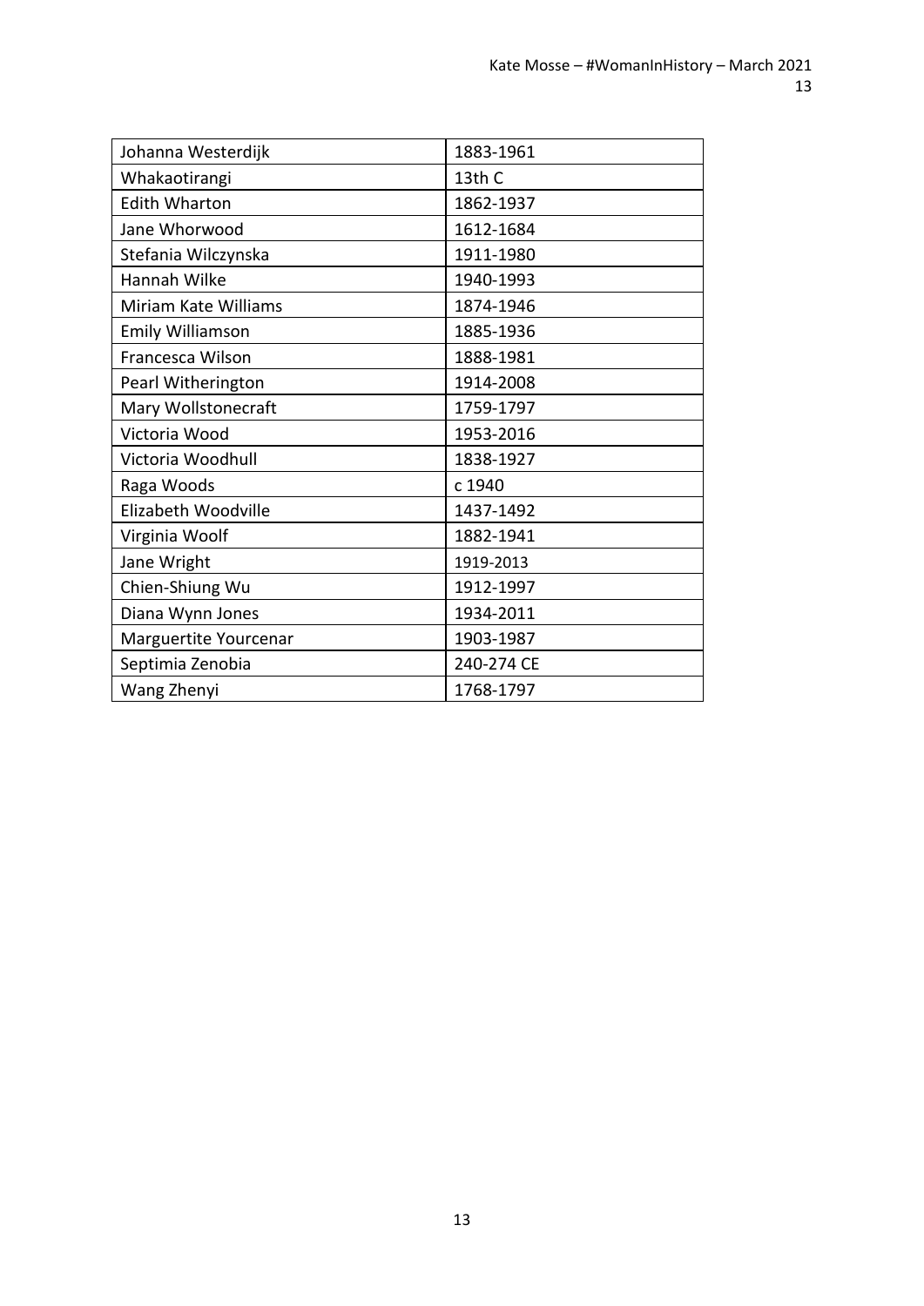| | |
|---|---|
| Johanna Westerdijk | 1883-1961 |
| Whakaotirangi | 13th C |
| Edith Wharton | 1862-1937 |
| Jane Whorwood | 1612-1684 |
| Stefania Wilczynska | 1911-1980 |
| Hannah Wilke | 1940-1993 |
| Miriam Kate Williams | 1874-1946 |
| Emily Williamson | 1885-1936 |
| Francesca Wilson | 1888-1981 |
| Pearl Witherington | 1914-2008 |
| Mary Wollstonecraft | 1759-1797 |
| Victoria Wood | 1953-2016 |
| Victoria Woodhull | 1838-1927 |
| Raga Woods | c 1940 |
| Elizabeth Woodville | 1437-1492 |
| Virginia Woolf | 1882-1941 |
| Jane Wright | 1919-2013 |
| Chien-Shiung Wu | 1912-1997 |
| Diana Wynn Jones | 1934-2011 |
| Marguertite Yourcenar | 1903-1987 |
| Septimia Zenobia | 240-274 CE |
| Wang Zhenyi | 1768-1797 |